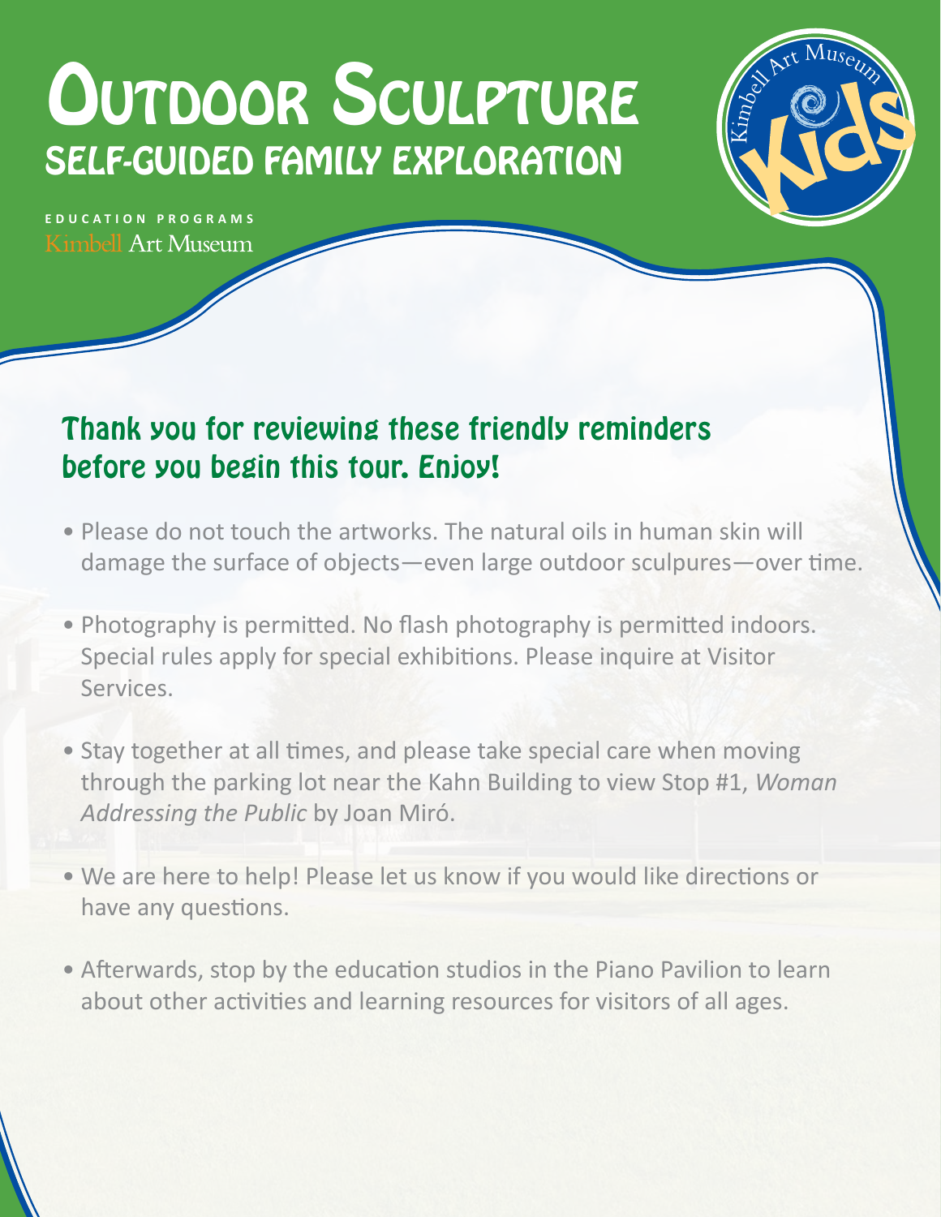# Outdoor Sculpture

## Self-Guided Family Exploration

EDUCATION PROGRAMS
Kimbell Art Museum

Kimbell Art Museum Kids

### Thank you for reviewing these friendly reminders before you begin this tour. Enjoy!

- Please do not touch the artworks. The natural oils in human skin will damage the surface of objects—even large outdoor sculpures—over time.
- Photography is permitted. No flash photography is permitted indoors. Special rules apply for special exhibitions. Please inquire at Visitor Services.
- Stay together at all times, and please take special care when moving through the parking lot near the Kahn Building to view Stop #1, *Woman Addressing the Public* by Joan Miró.
- We are here to help! Please let us know if you would like directions or have any questions.
- Afterwards, stop by the education studios in the Piano Pavilion to learn about other activities and learning resources for visitors of all ages.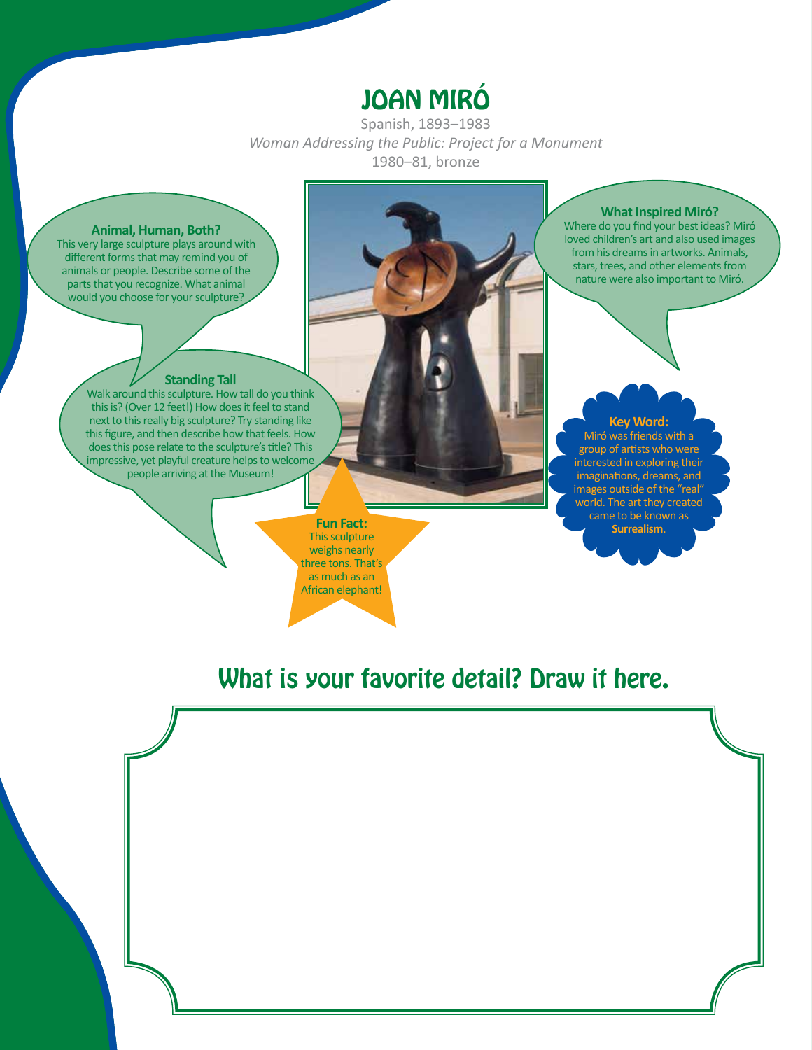# JOAN MIRÓ

Spanish, 1893–1983

*Woman Addressing the Public: Project for a Monument*

1980–81, bronze

### Animal, Human, Both?

This very large sculpture plays around with different forms that may remind you of animals or people. Describe some of the parts that you recognize. What animal would you choose for your sculpture?

### Standing Tall

Walk around this sculpture. How tall do you think this is? (Over 12 feet!) How does it feel to stand next to this really big sculpture? Try standing like this figure, and then describe how that feels. How does this pose relate to the sculpture's title? This impressive, yet playful creature helps to welcome people arriving at the Museum!

### What Inspired Miró?

Where do you find your best ideas? Miró loved children's art and also used images from his dreams in artworks. Animals, stars, trees, and other elements from nature were also important to Miró.

### Key Word:

Miró was friends with a group of artists who were interested in exploring their imaginations, dreams, and images outside of the "real" world. The art they created came to be known as **Surrealism**.

### Fun Fact:

This sculpture weighs nearly three tons. That's as much as an African elephant!

## What is your favorite detail? Draw it here.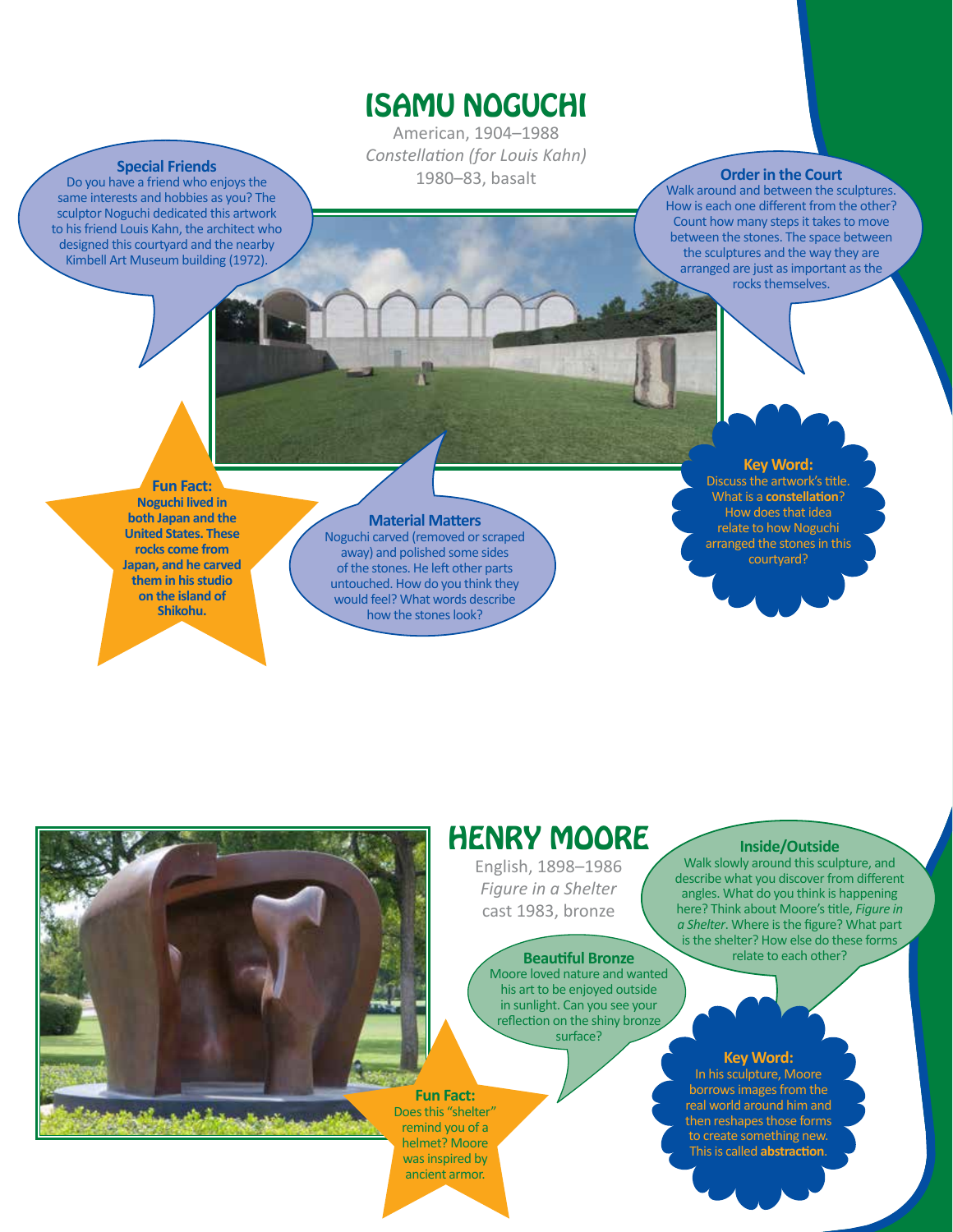# ISAMU NOGUCHI

American, 1904–1988
*Constellation (for Louis Kahn)*
1980–83, basalt

### Special Friends

Do you have a friend who enjoys the same interests and hobbies as you? The sculptor Noguchi dedicated this artwork to his friend Louis Kahn, the architect who designed this courtyard and the nearby Kimbell Art Museum building (1972).

### Order in the Court

Walk around and between the sculptures. How is each one different from the other? Count how many steps it takes to move between the stones. The space between the sculptures and the way they are arranged are just as important as the rocks themselves.

### Fun Fact:

**Noguchi lived in both Japan and the United States. These rocks come from Japan, and he carved them in his studio on the island of Shikohu.**

### Material Matters

Noguchi carved (removed or scraped away) and polished some sides of the stones. He left other parts untouched. How do you think they would feel? What words describe how the stones look?

### Key Word:

Discuss the artwork's title. What is a **constellation**? How does that idea relate to how Noguchi arranged the stones in this courtyard?

# HENRY MOORE

English, 1898–1986
*Figure in a Shelter*
cast 1983, bronze

### Inside/Outside

Walk slowly around this sculpture, and describe what you discover from different angles. What do you think is happening here? Think about Moore's title, *Figure in a Shelter*. Where is the figure? What part is the shelter? How else do these forms relate to each other?

### Beautiful Bronze

Moore loved nature and wanted his art to be enjoyed outside in sunlight. Can you see your reflection on the shiny bronze surface?

### Fun Fact:

Does this "shelter" remind you of a helmet? Moore was inspired by ancient armor.

### Key Word:

In his sculpture, Moore borrows images from the real world around him and then reshapes those forms to create something new. This is called **abstraction**.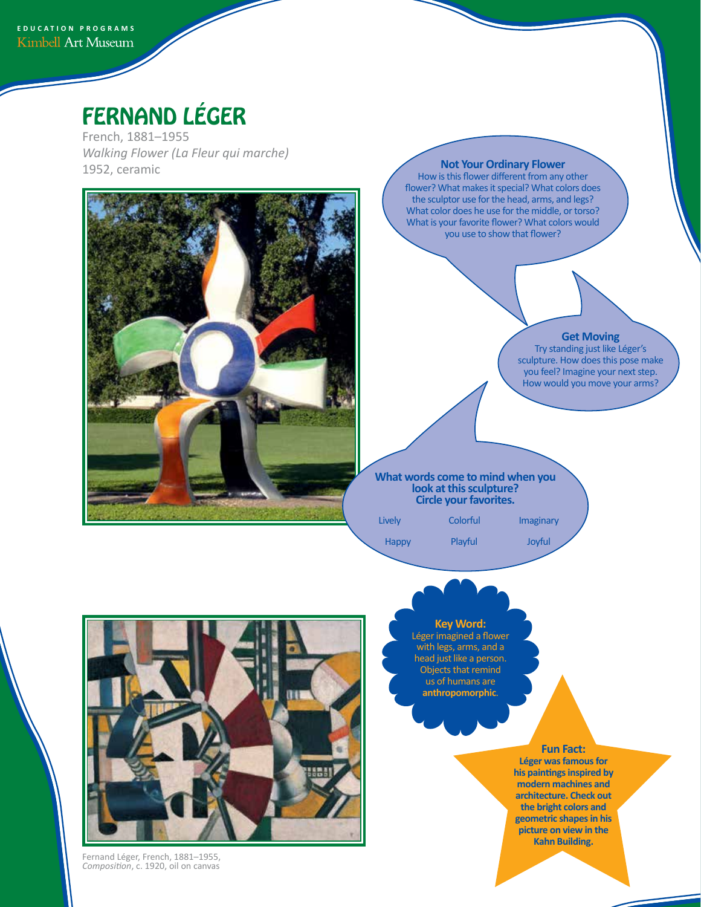# FERNAND LÉGER

French, 1881–1955

*Walking Flower (La Fleur qui marche)*

1952, ceramic

### Not Your Ordinary Flower

How is this flower different from any other flower? What makes it special? What colors does the sculptor use for the head, arms, and legs? What color does he use for the middle, or torso? What is your favorite flower? What colors would you use to show that flower?

### Get Moving

Try standing just like Léger's sculpture. How does this pose make you feel? Imagine your next step. How would you move your arms?

### What words come to mind when you look at this sculpture? Circle your favorites.

| | | |
|---|---|---|
| Lively | Colorful | Imaginary |
| Happy | Playful | Joyful |

### Key Word:

Léger imagined a flower with legs, arms, and a head just like a person. Objects that remind us of humans are **anthropomorphic**.

### Fun Fact:

**Léger was famous for his paintings inspired by modern machines and architecture. Check out the bright colors and geometric shapes in his picture on view in the Kahn Building.**

Fernand Léger, French, 1881–1955, *Composition*, c. 1920, oil on canvas